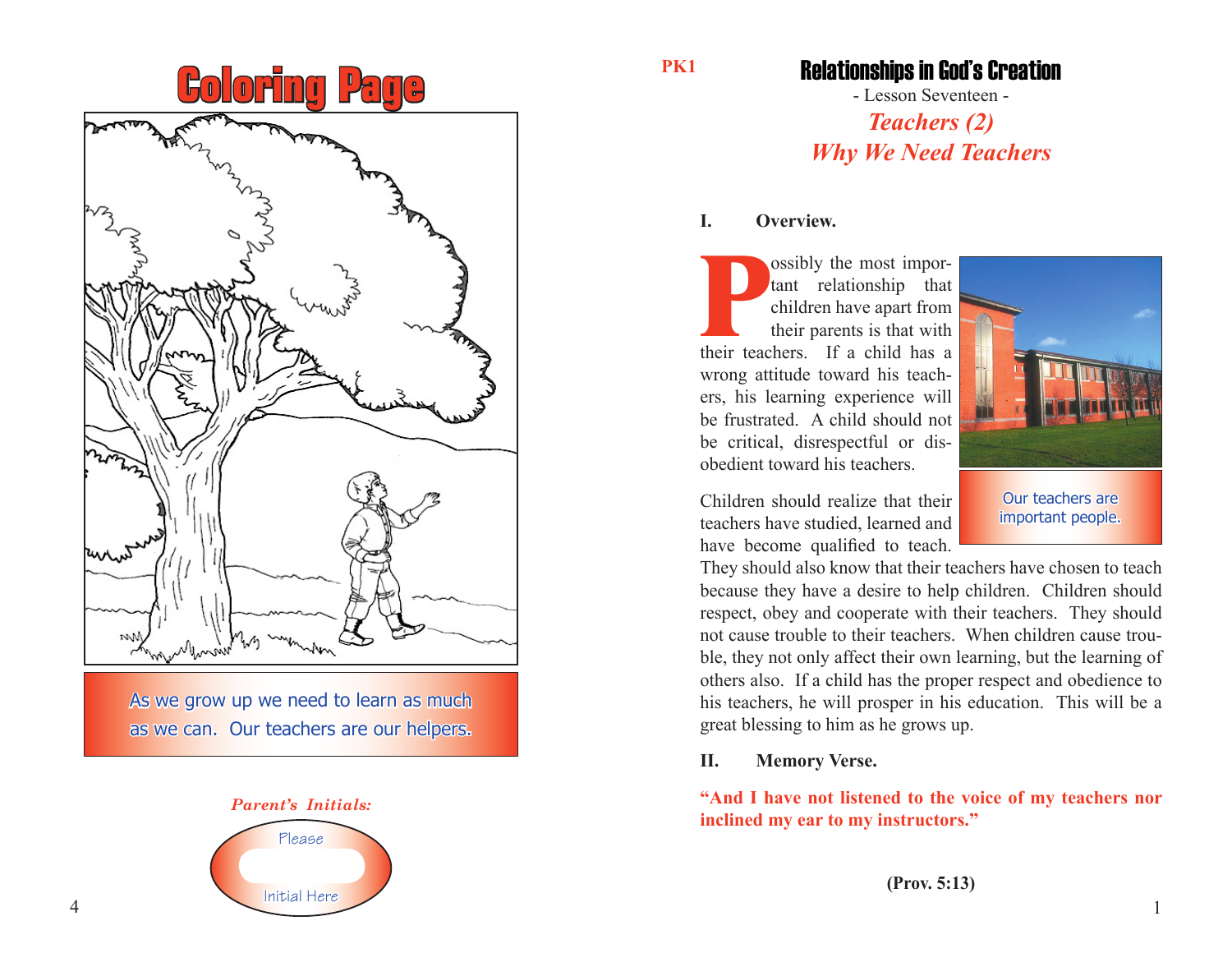# Coloring Page

As we grow up we need to learn as much as we can. Our teachers are our helpers.

*Parent's Initials:*

Please

Initial Here

PK1

# Relationships in God's Creation

- Lesson Seventeen -

## *Teachers (2)*

## *Why We Need Teachers*

**I. Overview.**

Possibly the most important relationship that children have apart from their parents is that with their teachers. If a child has a wrong attitude toward his teachers, his learning experience will be frustrated. A child should not be critical, disrespectful or disobedient toward his teachers.

Our teachers are important people.

Children should realize that their teachers have studied, learned and have become qualified to teach. They should also know that their teachers have chosen to teach because they have a desire to help children. Children should respect, obey and cooperate with their teachers. They should not cause trouble to their teachers. When children cause trouble, they not only affect their own learning, but the learning of others also. If a child has the proper respect and obedience to his teachers, he will prosper in his education. This will be a great blessing to him as he grows up.

**II. Memory Verse.**

**"And I have not listened to the voice of my teachers nor inclined my ear to my instructors."**

**(Prov. 5:13)**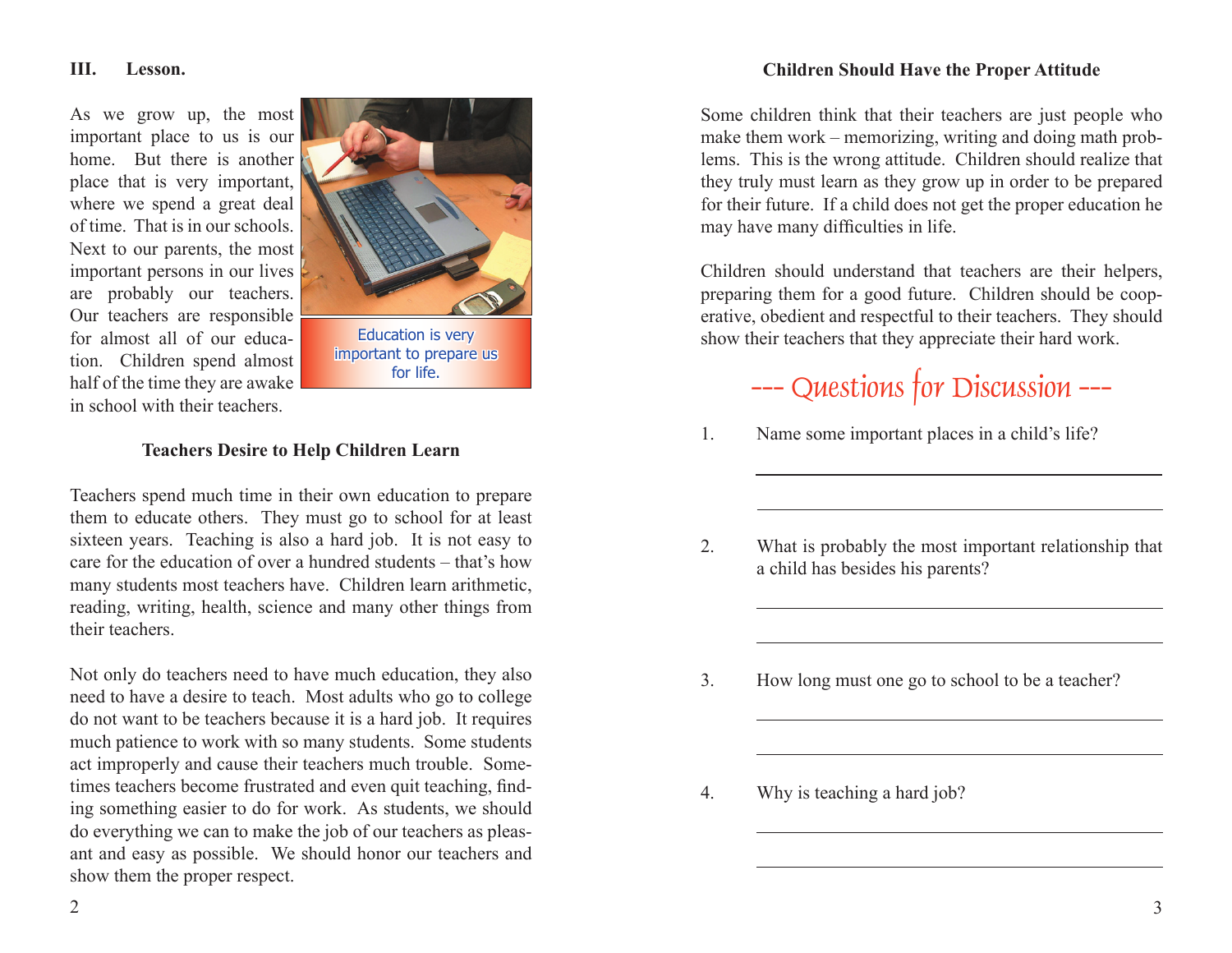## III. Lesson.

As we grow up, the most important place to us is our home. But there is another place that is very important, where we spend a great deal of time. That is in our schools. Next to our parents, the most important persons in our lives are probably our teachers. Our teachers are responsible for almost all of our education. Children spend almost half of the time they are awake in school with their teachers.

Education is very important to prepare us for life.

### Teachers Desire to Help Children Learn

Teachers spend much time in their own education to prepare them to educate others. They must go to school for at least sixteen years. Teaching is also a hard job. It is not easy to care for the education of over a hundred students – that's how many students most teachers have. Children learn arithmetic, reading, writing, health, science and many other things from their teachers.

Not only do teachers need to have much education, they also need to have a desire to teach. Most adults who go to college do not want to be teachers because it is a hard job. It requires much patience to work with so many students. Some students act improperly and cause their teachers much trouble. Sometimes teachers become frustrated and even quit teaching, finding something easier to do for work. As students, we should do everything we can to make the job of our teachers as pleasant and easy as possible. We should honor our teachers and show them the proper respect.

### Children Should Have the Proper Attitude

Some children think that their teachers are just people who make them work – memorizing, writing and doing math problems. This is the wrong attitude. Children should realize that they truly must learn as they grow up in order to be prepared for their future. If a child does not get the proper education he may have many difficulties in life.

Children should understand that teachers are their helpers, preparing them for a good future. Children should be cooperative, obedient and respectful to their teachers. They should show their teachers that they appreciate their hard work.

## --- Questions for Discussion ---

1. Name some important places in a child's life?

_______________________________________________

_______________________________________________

2. What is probably the most important relationship that a child has besides his parents?

_______________________________________________

_______________________________________________

3. How long must one go to school to be a teacher?

_______________________________________________

_______________________________________________

4. Why is teaching a hard job?

_______________________________________________

_______________________________________________